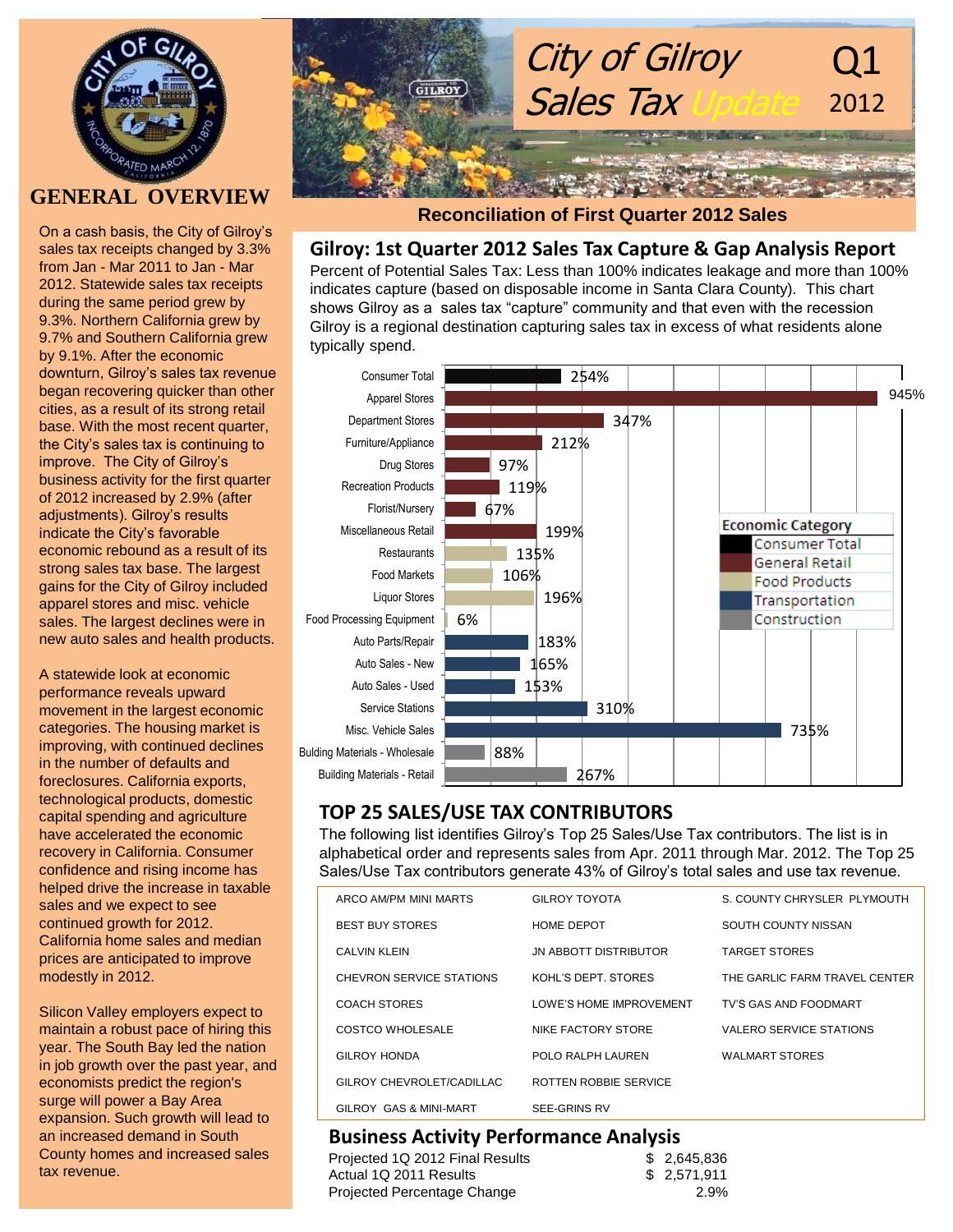# City of Gilroy Sales Tax Update Q1 2012

## GENERAL OVERVIEW

On a cash basis, the City of Gilroy's sales tax receipts changed by 3.3% from Jan - Mar 2011 to Jan - Mar 2012. Statewide sales tax receipts during the same period grew by 9.3%. Northern California grew by 9.7% and Southern California grew by 9.1%. After the economic downturn, Gilroy's sales tax revenue began recovering quicker than other cities, as a result of its strong retail base. With the most recent quarter, the City's sales tax is continuing to improve. The City of Gilroy's business activity for the first quarter of 2012 increased by 2.9% (after adjustments). Gilroy's results indicate the City's favorable economic rebound as a result of its strong sales tax base. The largest gains for the City of Gilroy included apparel stores and misc. vehicle sales. The largest declines were in new auto sales and health products.

A statewide look at economic performance reveals upward movement in the largest economic categories. The housing market is improving, with continued declines in the number of defaults and foreclosures. California exports, technological products, domestic capital spending and agriculture have accelerated the economic recovery in California. Consumer confidence and rising income has helped drive the increase in taxable sales and we expect to see continued growth for 2012. California home sales and median prices are anticipated to improve modestly in 2012.

Silicon Valley employers expect to maintain a robust pace of hiring this year. The South Bay led the nation in job growth over the past year, and economists predict the region's surge will power a Bay Area expansion. Such growth will lead to an increased demand in South County homes and increased sales tax revenue.

## Reconciliation of First Quarter 2012 Sales

### Gilroy: 1st Quarter 2012 Sales Tax Capture & Gap Analysis Report

Percent of Potential Sales Tax: Less than 100% indicates leakage and more than 100% indicates capture (based on disposable income in Santa Clara County). This chart shows Gilroy as a sales tax "capture" community and that even with the recession Gilroy is a regional destination capturing sales tax in excess of what residents alone typically spend.

| Category | Economic Category | Percent |
|---|---|---|
| Consumer Total | Consumer Total | 254% |
| Apparel Stores | General Retail | 945% |
| Department Stores | General Retail | 347% |
| Furniture/Appliance | General Retail | 212% |
| Drug Stores | General Retail | 97% |
| Recreation Products | General Retail | 119% |
| Florist/Nursery | General Retail | 67% |
| Miscellaneous Retail | General Retail | 199% |
| Restaurants | Food Products | 135% |
| Food Markets | Food Products | 106% |
| Liquor Stores | Food Products | 196% |
| Food Processing Equipment | Food Products | 6% |
| Auto Parts/Repair | Transportation | 183% |
| Auto Sales - New | Transportation | 165% |
| Auto Sales - Used | Transportation | 153% |
| Service Stations | Transportation | 310% |
| Misc. Vehicle Sales | Transportation | 735% |
| Bulding Materials - Wholesale | Construction | 88% |
| Building Materials - Retail | Construction | 267% |

### TOP 25 SALES/USE TAX CONTRIBUTORS

The following list identifies Gilroy's Top 25 Sales/Use Tax contributors. The list is in alphabetical order and represents sales from Apr. 2011 through Mar. 2012. The Top 25 Sales/Use Tax contributors generate 43% of Gilroy's total sales and use tax revenue.

| | | |
|---|---|---|
| ARCO AM/PM MINI MARTS | GILROY TOYOTA | S. COUNTY CHRYSLER PLYMOUTH |
| BEST BUY STORES | HOME DEPOT | SOUTH COUNTY NISSAN |
| CALVIN KLEIN | JN ABBOTT DISTRIBUTOR | TARGET STORES |
| CHEVRON SERVICE STATIONS | KOHL'S DEPT. STORES | THE GARLIC FARM TRAVEL CENTER |
| COACH STORES | LOWE'S HOME IMPROVEMENT | TV'S GAS AND FOODMART |
| COSTCO WHOLESALE | NIKE FACTORY STORE | VALERO SERVICE STATIONS |
| GILROY HONDA | POLO RALPH LAUREN | WALMART STORES |
| GILROY CHEVROLET/CADILLAC | ROTTEN ROBBIE SERVICE | |
| GILROY GAS & MINI-MART | SEE-GRINS RV | |

### Business Activity Performance Analysis

| | |
|---|---|
| Projected 1Q 2012 Final Results | $ 2,645,836 |
| Actual 1Q 2011 Results | $ 2,571,911 |
| Projected Percentage Change | 2.9% |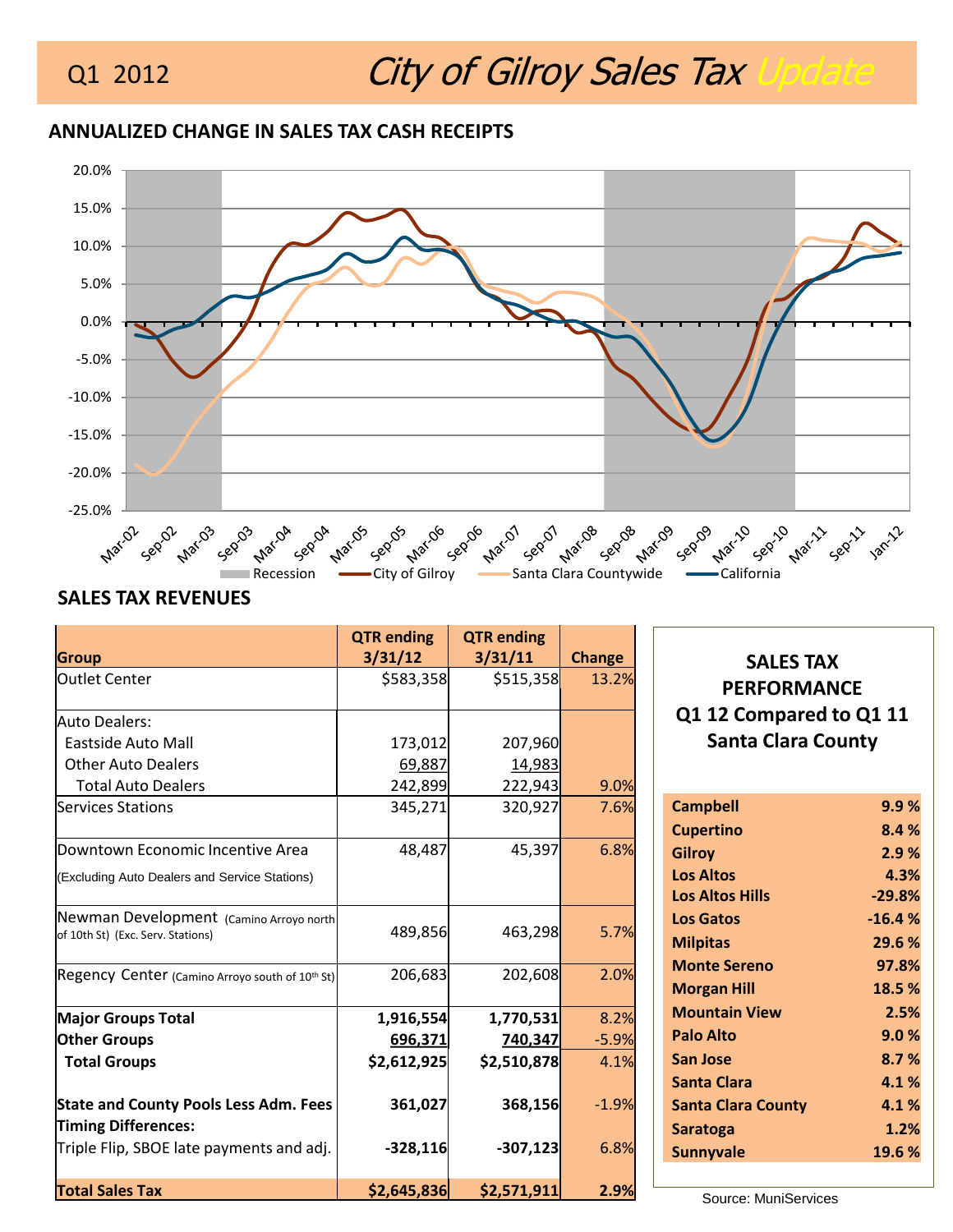# Q1 2012 City of Gilroy Sales Tax *Update*

## ANNUALIZED CHANGE IN SALES TAX CASH RECEIPTS

20.0%
15.0%
10.0%
5.0%
0.0%
-5.0%
-10.0%
-15.0%
-20.0%
-25.0%

Mar-02 Sep-02 Mar-03 Sep-03 Mar-04 Sep-04 Mar-05 Sep-05 Mar-06 Sep-06 Mar-07 Sep-07 Mar-08 Sep-08 Mar-09 Sep-09 Mar-10 Sep-10 Mar-11 Sep-11 Jan-12

Recession — City of Gilroy — Santa Clara Countywide — California

## SALES TAX REVENUES

| Group | QTR ending 3/31/12 | QTR ending 3/31/11 | Change |
|---|---|---|---|
| Outlet Center | $583,358 | $515,358 | 13.2% |
| Auto Dealers: | | | |
| Eastside Auto Mall | 173,012 | 207,960 | |
| Other Auto Dealers | 69,887 | 14,983 | |
| Total Auto Dealers | 242,899 | 222,943 | 9.0% |
| Services Stations | 345,271 | 320,927 | 7.6% |
| Downtown Economic Incentive Area (Excluding Auto Dealers and Service Stations) | 48,487 | 45,397 | 6.8% |
| Newman Development (Camino Arroyo north of 10th St) (Exc. Serv. Stations) | 489,856 | 463,298 | 5.7% |
| Regency Center (Camino Arroyo south of 10th St) | 206,683 | 202,608 | 2.0% |
| **Major Groups Total** | **1,916,554** | **1,770,531** | 8.2% |
| **Other Groups** | **696,371** | **740,347** | -5.9% |
| **Total Groups** | **$2,612,925** | **$2,510,878** | 4.1% |
| **State and County Pools Less Adm. Fees** | **361,027** | **368,156** | -1.9% |
| **Timing Differences:** | | | |
| Triple Flip, SBOE late payments and adj. | **-328,116** | **-307,123** | 6.8% |
| **Total Sales Tax** | **$2,645,836** | **$2,571,911** | **2.9%** |

### SALES TAX PERFORMANCE Q1 12 Compared to Q1 11 Santa Clara County

| | |
|---|---|
| **Campbell** | **9.9 %** |
| **Cupertino** | **8.4 %** |
| **Gilroy** | **2.9 %** |
| **Los Altos** | **4.3%** |
| **Los Altos Hills** | **-29.8%** |
| **Los Gatos** | **-16.4 %** |
| **Milpitas** | **29.6 %** |
| **Monte Sereno** | **97.8%** |
| **Morgan Hill** | **18.5 %** |
| **Mountain View** | **2.5%** |
| **Palo Alto** | **9.0 %** |
| **San Jose** | **8.7 %** |
| **Santa Clara** | **4.1 %** |
| **Santa Clara County** | **4.1 %** |
| **Saratoga** | **1.2%** |
| **Sunnyvale** | **19.6 %** |

Source: MuniServices